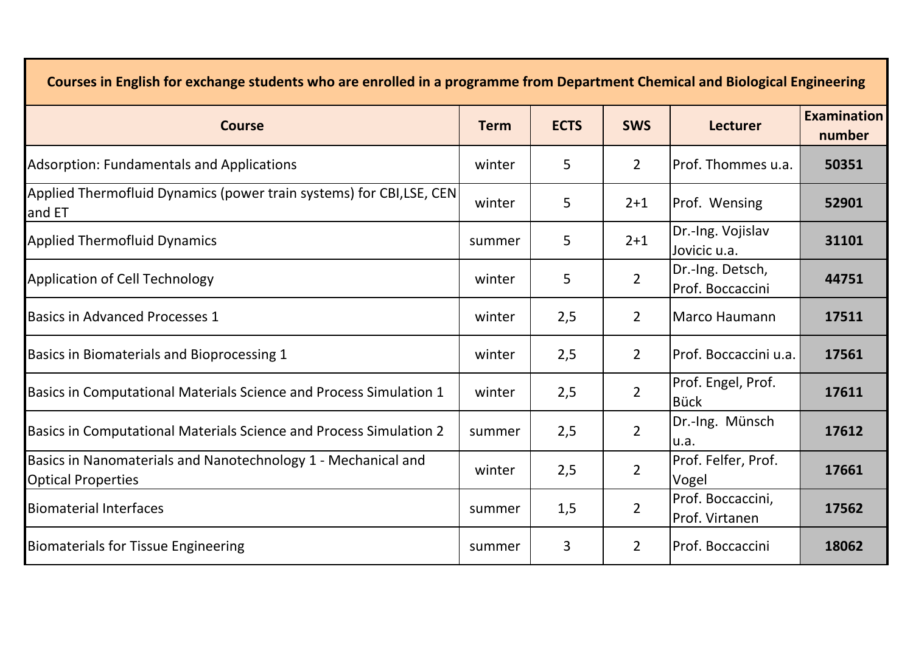| Courses in English for exchange students who are enrolled in a programme from Department Chemical and Biological Engineering | | | | | |
|---|---|---|---|---|---|
| **Course** | **Term** | **ECTS** | **SWS** | **Lecturer** | **Examination number** |
| Adsorption: Fundamentals and Applications | winter | 5 | 2 | Prof. Thommes u.a. | **50351** |
| Applied Thermofluid Dynamics (power train systems) for CBI,LSE, CEN and ET | winter | 5 | 2+1 | Prof.  Wensing | **52901** |
| Applied Thermofluid Dynamics | summer | 5 | 2+1 | Dr.-Ing. Vojislav Jovicic u.a. | **31101** |
| Application of Cell Technology | winter | 5 | 2 | Dr.-Ing. Detsch, Prof. Boccaccini | **44751** |
| Basics in Advanced Processes 1 | winter | 2,5 | 2 | Marco Haumann | **17511** |
| Basics in Biomaterials and Bioprocessing 1 | winter | 2,5 | 2 | Prof. Boccaccini u.a. | **17561** |
| Basics in Computational Materials Science and Process Simulation 1 | winter | 2,5 | 2 | Prof. Engel, Prof. Bück | **17611** |
| Basics in Computational Materials Science and Process Simulation 2 | summer | 2,5 | 2 | Dr.-Ing.  Münsch u.a. | **17612** |
| Basics in Nanomaterials and Nanotechnology 1 - Mechanical and Optical Properties | winter | 2,5 | 2 | Prof. Felfer, Prof. Vogel | **17661** |
| Biomaterial Interfaces | summer | 1,5 | 2 | Prof. Boccaccini, Prof. Virtanen | **17562** |
| Biomaterials for Tissue Engineering | summer | 3 | 2 | Prof. Boccaccini | **18062** |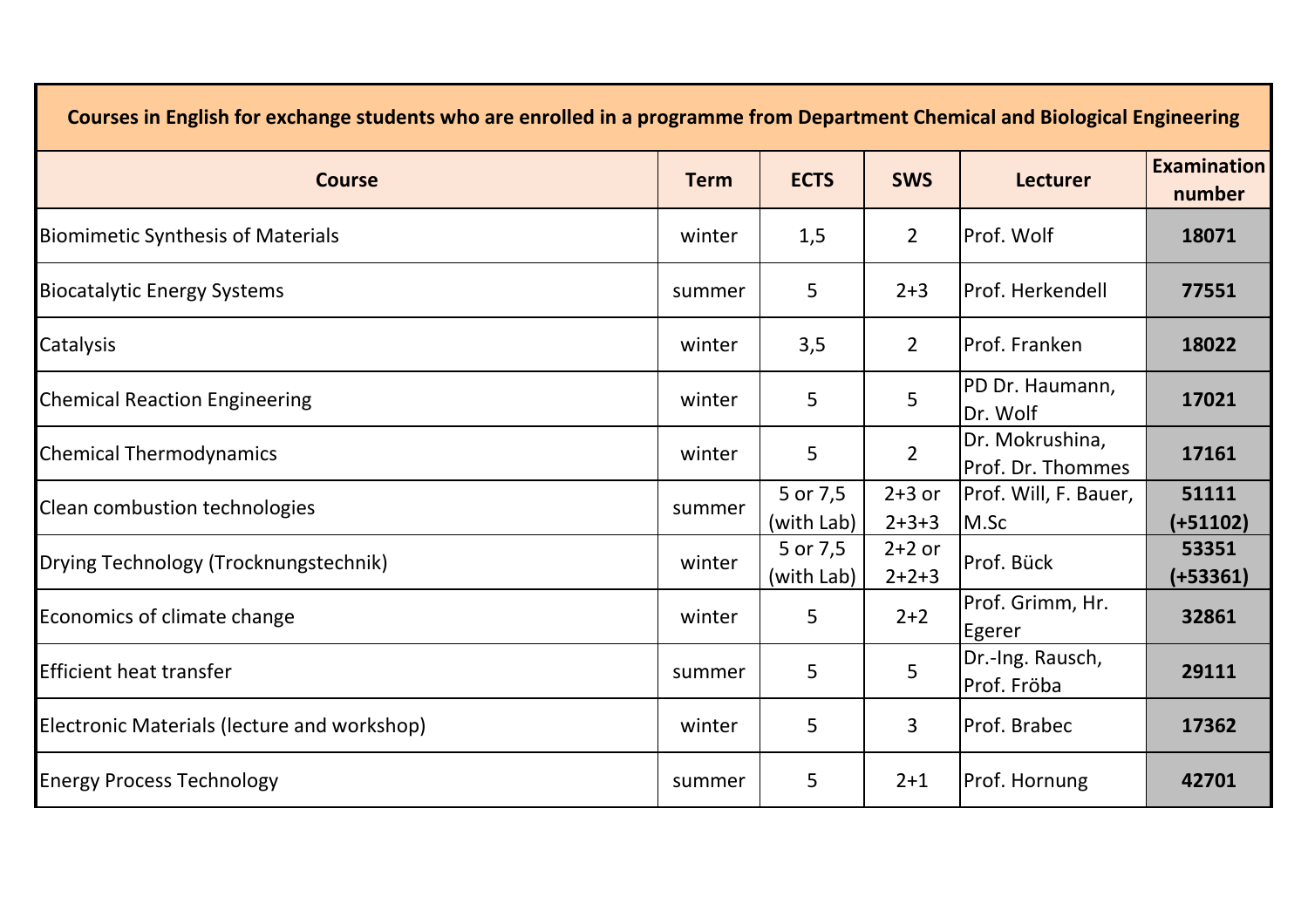| Courses in English for exchange students who are enrolled in a programme from Department Chemical and Biological Engineering | | | | | |
|---|---|---|---|---|---|
| **Course** | **Term** | **ECTS** | **SWS** | **Lecturer** | **Examination number** |
| Biomimetic Synthesis of Materials | winter | 1,5 | 2 | Prof. Wolf | **18071** |
| Biocatalytic Energy Systems | summer | 5 | 2+3 | Prof. Herkendell | **77551** |
| Catalysis | winter | 3,5 | 2 | Prof. Franken | **18022** |
| Chemical Reaction Engineering | winter | 5 | 5 | PD Dr. Haumann, Dr. Wolf | **17021** |
| Chemical Thermodynamics | winter | 5 | 2 | Dr. Mokrushina, Prof. Dr. Thommes | **17161** |
| Clean combustion technologies | summer | 5 or 7,5 (with Lab) | 2+3 or 2+3+3 | Prof. Will, F. Bauer, M.Sc | **51111 (+51102)** |
| Drying Technology (Trocknungstechnik) | winter | 5 or 7,5 (with Lab) | 2+2 or 2+2+3 | Prof. Bück | **53351 (+53361)** |
| Economics of climate change | winter | 5 | 2+2 | Prof. Grimm, Hr. Egerer | **32861** |
| Efficient heat transfer | summer | 5 | 5 | Dr.-Ing. Rausch, Prof. Fröba | **29111** |
| Electronic Materials (lecture and workshop) | winter | 5 | 3 | Prof. Brabec | **17362** |
| Energy Process Technology | summer | 5 | 2+1 | Prof. Hornung | **42701** |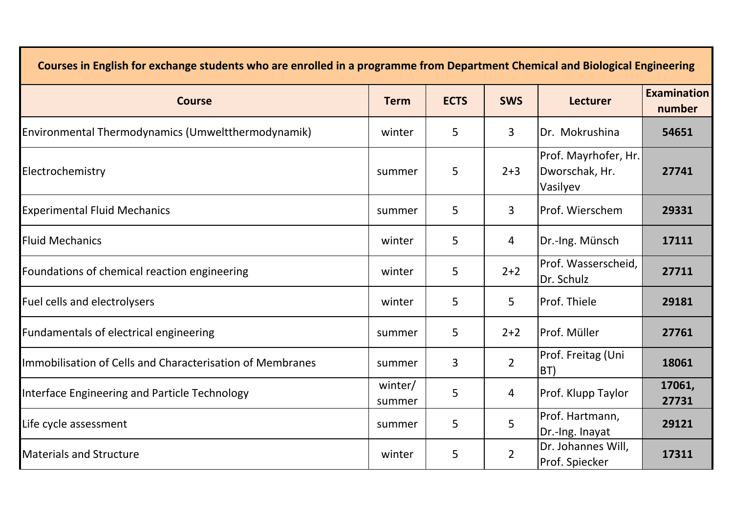| Courses in English for exchange students who are enrolled in a programme from Department Chemical and Biological Engineering | | | | | |
|---|---|---|---|---|---|
| **Course** | **Term** | **ECTS** | **SWS** | **Lecturer** | **Examination number** |
| Environmental Thermodynamics (Umweltthermodynamik) | winter | 5 | 3 | Dr. Mokrushina | **54651** |
| Electrochemistry | summer | 5 | 2+3 | Prof. Mayrhofer, Hr. Dworschak, Hr. Vasilyev | **27741** |
| Experimental Fluid Mechanics | summer | 5 | 3 | Prof. Wierschem | **29331** |
| Fluid Mechanics | winter | 5 | 4 | Dr.-Ing. Münsch | **17111** |
| Foundations of chemical reaction engineering | winter | 5 | 2+2 | Prof. Wasserscheid, Dr. Schulz | **27711** |
| Fuel cells and electrolysers | winter | 5 | 5 | Prof. Thiele | **29181** |
| Fundamentals of electrical engineering | summer | 5 | 2+2 | Prof. Müller | **27761** |
| Immobilisation of Cells and Characterisation of Membranes | summer | 3 | 2 | Prof. Freitag (Uni BT) | **18061** |
| Interface Engineering and Particle Technology | winter/ summer | 5 | 4 | Prof. Klupp Taylor | **17061, 27731** |
| Life cycle assessment | summer | 5 | 5 | Prof. Hartmann, Dr.-Ing. Inayat | **29121** |
| Materials and Structure | winter | 5 | 2 | Dr. Johannes Will, Prof. Spiecker | **17311** |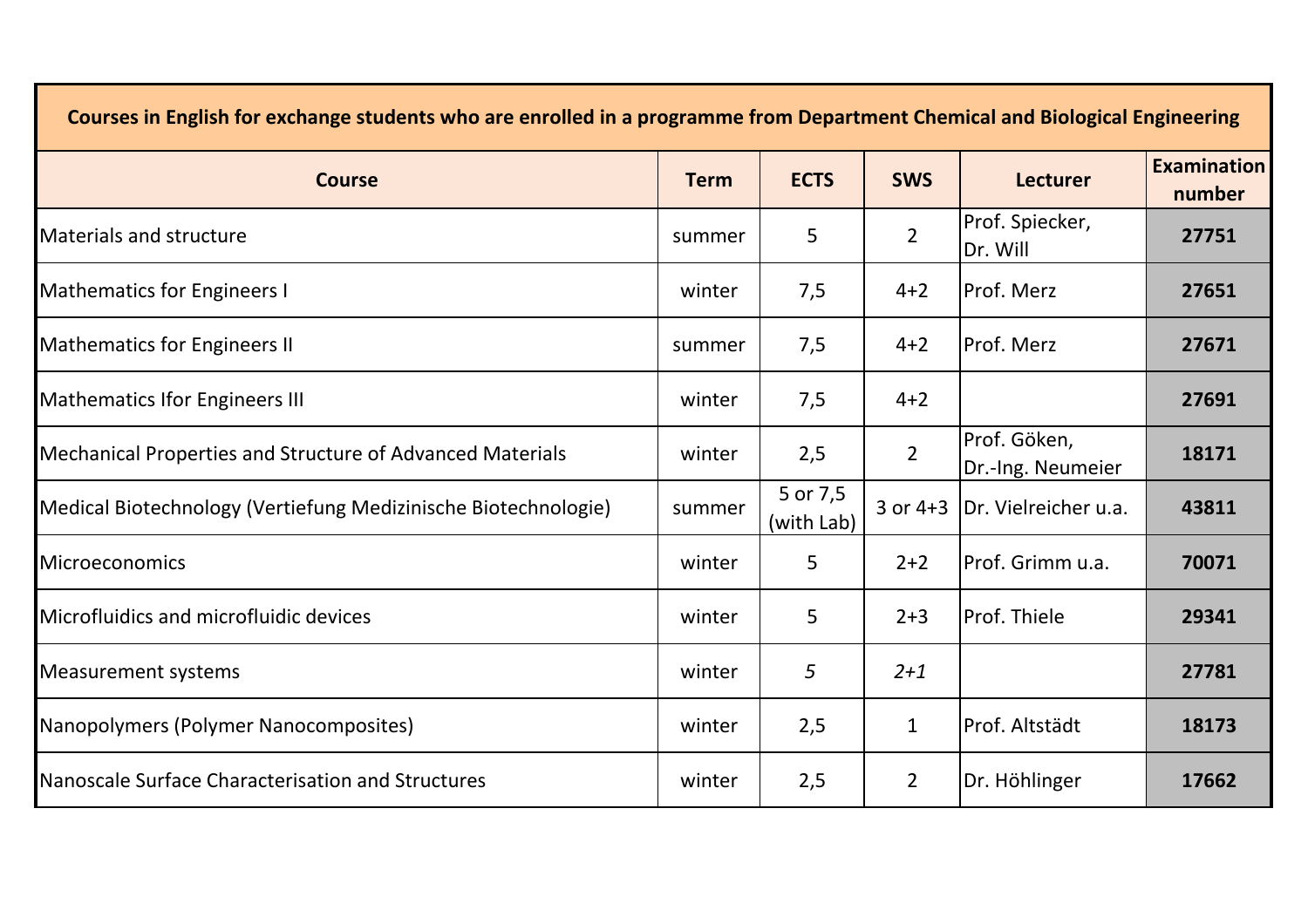| Courses in English for exchange students who are enrolled in a programme from Department Chemical and Biological Engineering | | | | | |
|---|---|---|---|---|---|
| **Course** | **Term** | **ECTS** | **SWS** | **Lecturer** | **Examination number** |
| Materials and structure | summer | 5 | 2 | Prof. Spiecker, Dr. Will | **27751** |
| Mathematics for Engineers I | winter | 7,5 | 4+2 | Prof. Merz | **27651** |
| Mathematics for Engineers II | summer | 7,5 | 4+2 | Prof. Merz | **27671** |
| Mathematics Ifor Engineers III | winter | 7,5 | 4+2 | | **27691** |
| Mechanical Properties and Structure of Advanced Materials | winter | 2,5 | 2 | Prof. Göken, Dr.-Ing. Neumeier | **18171** |
| Medical Biotechnology (Vertiefung Medizinische Biotechnologie) | summer | 5 or 7,5 (with Lab) | 3 or 4+3 | Dr. Vielreicher u.a. | **43811** |
| Microeconomics | winter | 5 | 2+2 | Prof. Grimm u.a. | **70071** |
| Microfluidics and microfluidic devices | winter | 5 | 2+3 | Prof. Thiele | **29341** |
| Measurement systems | winter | *5* | *2+1* | | **27781** |
| Nanopolymers (Polymer Nanocomposites) | winter | 2,5 | 1 | Prof. Altstädt | **18173** |
| Nanoscale Surface Characterisation and Structures | winter | 2,5 | 2 | Dr. Höhlinger | **17662** |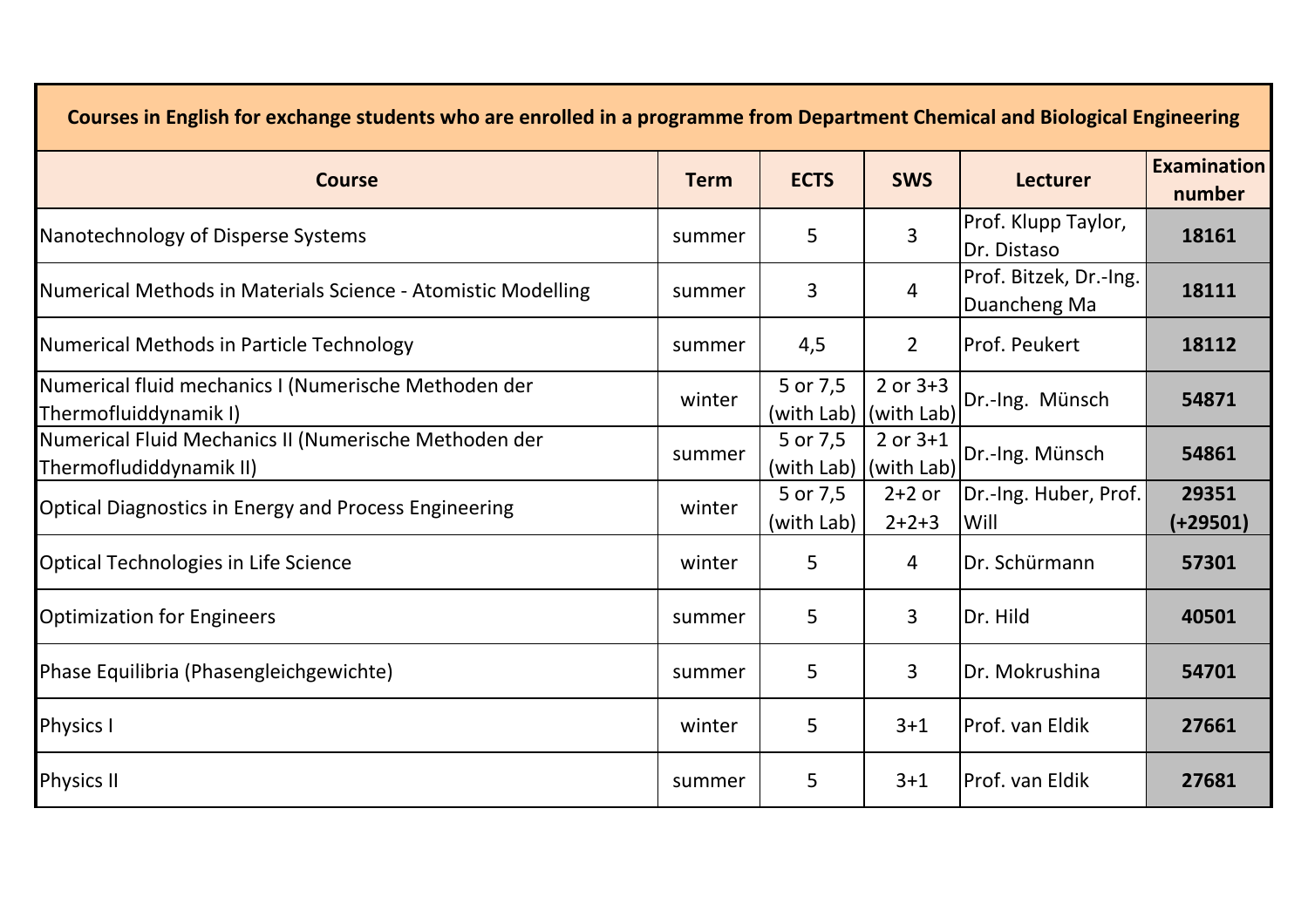| Courses in English for exchange students who are enrolled in a programme from Department Chemical and Biological Engineering | | | | | |
|---|---|---|---|---|---|
| **Course** | **Term** | **ECTS** | **SWS** | **Lecturer** | **Examination number** |
| Nanotechnology of Disperse Systems | summer | 5 | 3 | Prof. Klupp Taylor, Dr. Distaso | **18161** |
| Numerical Methods in Materials Science - Atomistic Modelling | summer | 3 | 4 | Prof. Bitzek, Dr.-Ing. Duancheng Ma | **18111** |
| Numerical Methods in Particle Technology | summer | 4,5 | 2 | Prof. Peukert | **18112** |
| Numerical fluid mechanics I (Numerische Methoden der Thermofluiddynamik I) | winter | 5 or 7,5 (with Lab) | 2 or 3+3 (with Lab) | Dr.-Ing. Münsch | **54871** |
| Numerical Fluid Mechanics II (Numerische Methoden der Thermofludiddynamik II) | summer | 5 or 7,5 (with Lab) | 2 or 3+1 (with Lab) | Dr.-Ing. Münsch | **54861** |
| Optical Diagnostics in Energy and Process Engineering | winter | 5 or 7,5 (with Lab) | 2+2 or 2+2+3 | Dr.-Ing. Huber, Prof. Will | **29351 (+29501)** |
| Optical Technologies in Life Science | winter | 5 | 4 | Dr. Schürmann | **57301** |
| Optimization for Engineers | summer | 5 | 3 | Dr. Hild | **40501** |
| Phase Equilibria (Phasengleichgewichte) | summer | 5 | 3 | Dr. Mokrushina | **54701** |
| Physics I | winter | 5 | 3+1 | Prof. van Eldik | **27661** |
| Physics II | summer | 5 | 3+1 | Prof. van Eldik | **27681** |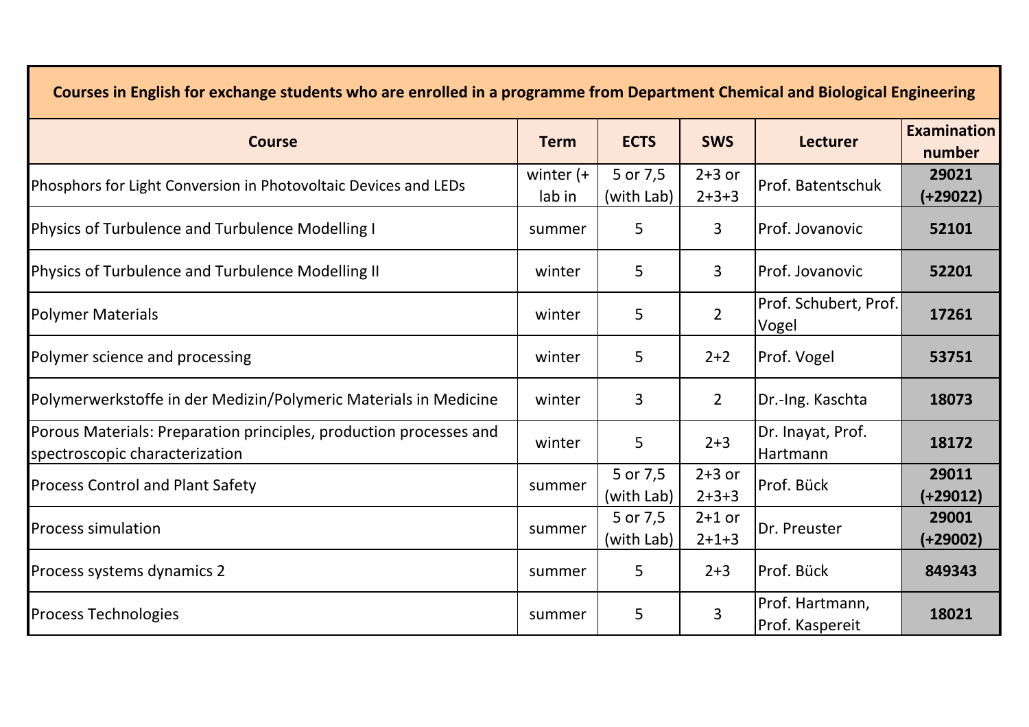| Courses in English for exchange students who are enrolled in a programme from Department Chemical and Biological Engineering | | | | | |
|---|---|---|---|---|---|
| **Course** | **Term** | **ECTS** | **SWS** | **Lecturer** | **Examination number** |
| Phosphors for Light Conversion in Photovoltaic Devices and LEDs | winter (+ lab in | 5 or 7,5 (with Lab) | 2+3 or 2+3+3 | Prof. Batentschuk | **29021 (+29022)** |
| Physics of Turbulence and Turbulence Modelling I | summer | 5 | 3 | Prof. Jovanovic | **52101** |
| Physics of Turbulence and Turbulence Modelling II | winter | 5 | 3 | Prof. Jovanovic | **52201** |
| Polymer Materials | winter | 5 | 2 | Prof. Schubert, Prof. Vogel | **17261** |
| Polymer science and processing | winter | 5 | 2+2 | Prof. Vogel | **53751** |
| Polymerwerkstoffe in der Medizin/Polymeric Materials in Medicine | winter | 3 | 2 | Dr.-Ing. Kaschta | **18073** |
| Porous Materials: Preparation principles, production processes and spectroscopic characterization | winter | 5 | 2+3 | Dr. Inayat, Prof. Hartmann | **18172** |
| Process Control and Plant Safety | summer | 5 or 7,5 (with Lab) | 2+3 or 2+3+3 | Prof. Bück | **29011 (+29012)** |
| Process simulation | summer | 5 or 7,5 (with Lab) | 2+1 or 2+1+3 | Dr. Preuster | **29001 (+29002)** |
| Process systems dynamics 2 | summer | 5 | 2+3 | Prof. Bück | **849343** |
| Process Technologies | summer | 5 | 3 | Prof. Hartmann, Prof. Kaspereit | **18021** |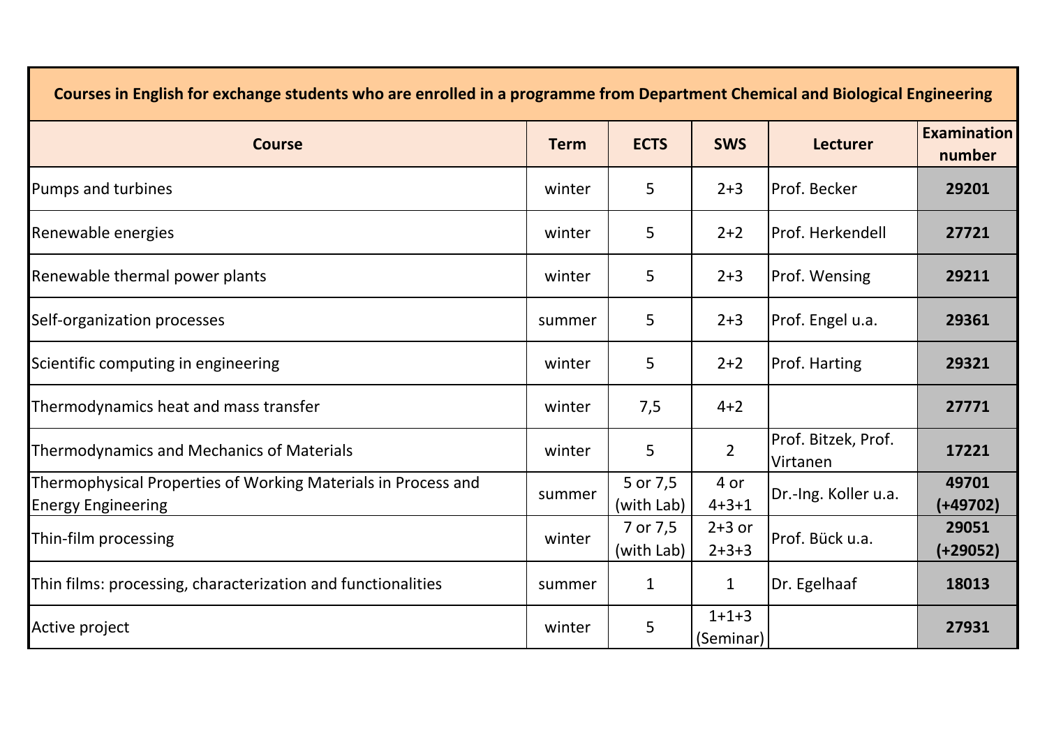| Courses in English for exchange students who are enrolled in a programme from Department Chemical and Biological Engineering | | | | | |
|---|---|---|---|---|---|
| **Course** | **Term** | **ECTS** | **SWS** | **Lecturer** | **Examination number** |
| Pumps and turbines | winter | 5 | 2+3 | Prof. Becker | **29201** |
| Renewable energies | winter | 5 | 2+2 | Prof. Herkendell | **27721** |
| Renewable thermal power plants | winter | 5 | 2+3 | Prof. Wensing | **29211** |
| Self-organization processes | summer | 5 | 2+3 | Prof. Engel u.a. | **29361** |
| Scientific computing in engineering | winter | 5 | 2+2 | Prof. Harting | **29321** |
| Thermodynamics heat and mass transfer | winter | 7,5 | 4+2 | | **27771** |
| Thermodynamics and Mechanics of Materials | winter | 5 | 2 | Prof. Bitzek, Prof. Virtanen | **17221** |
| Thermophysical Properties of Working Materials in Process and Energy Engineering | summer | 5 or 7,5 (with Lab) | 4 or 4+3+1 | Dr.-Ing. Koller u.a. | **49701 (+49702)** |
| Thin-film processing | winter | 7 or 7,5 (with Lab) | 2+3 or 2+3+3 | Prof. Bück u.a. | **29051 (+29052)** |
| Thin films: processing, characterization and functionalities | summer | 1 | 1 | Dr. Egelhaaf | **18013** |
| Active project | winter | 5 | 1+1+3 (Seminar) | | **27931** |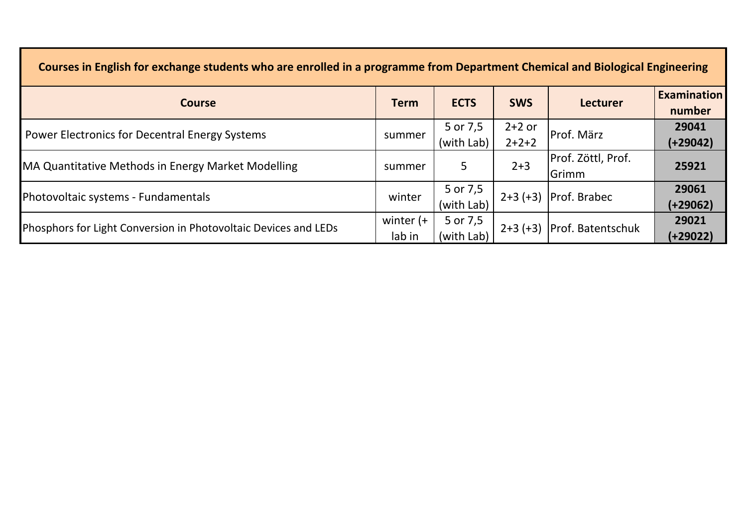| Courses in English for exchange students who are enrolled in a programme from Department Chemical and Biological Engineering | | | | | |
|---|---|---|---|---|---|
| **Course** | **Term** | **ECTS** | **SWS** | **Lecturer** | **Examination number** |
| Power Electronics for Decentral Energy Systems | summer | 5 or 7,5 (with Lab) | 2+2 or 2+2+2 | Prof. März | **29041 (+29042)** |
| MA Quantitative Methods in Energy Market Modelling | summer | 5 | 2+3 | Prof. Zöttl, Prof. Grimm | **25921** |
| Photovoltaic systems - Fundamentals | winter | 5 or 7,5 (with Lab) | 2+3 (+3) | Prof. Brabec | **29061 (+29062)** |
| Phosphors for Light Conversion in Photovoltaic Devices and LEDs | winter (+ lab in | 5 or 7,5 (with Lab) | 2+3 (+3) | Prof. Batentschuk | **29021 (+29022)** |